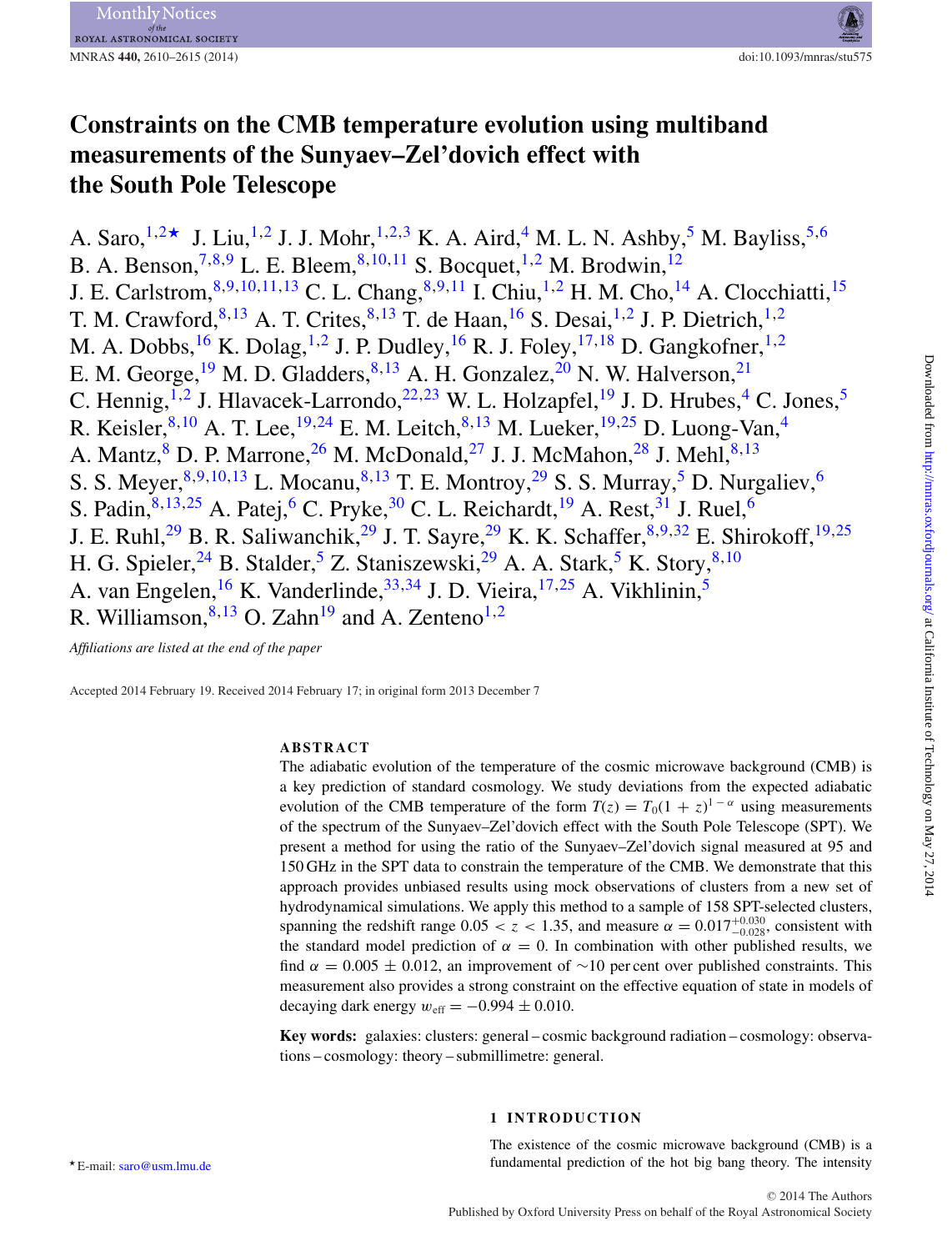# Constraints on the CMB temperature evolution using multiband measurements of the Sunyaev–Zel'dovich effect with the South Pole Telescope

A. Saro,[1,2★] J. Liu,[1,2] J. J. Mohr,[1,2,3] K. A. Aird,[4] M. L. N. Ashby,[5] M. Bayliss,[5,6] B. A. Benson,[7,8,9] L. E. Bleem,[8,10,11] S. Bocquet,[1,2] M. Brodwin,[12] J. E. Carlstrom,[8,9,10,11,13] C. L. Chang,[8,9,11] I. Chiu,[1,2] H. M. Cho,[14] A. Clocchiatti,[15] T. M. Crawford,[8,13] A. T. Crites,[8,13] T. de Haan,[16] S. Desai,[1,2] J. P. Dietrich,[1,2] M. A. Dobbs,[16] K. Dolag,[1,2] J. P. Dudley,[16] R. J. Foley,[17,18] D. Gangkofner,[1,2] E. M. George,[19] M. D. Gladders,[8,13] A. H. Gonzalez,[20] N. W. Halverson,[21] C. Hennig,[1,2] J. Hlavacek-Larrondo,[22,23] W. L. Holzapfel,[19] J. D. Hrubes,[4] C. Jones,[5] R. Keisler,[8,10] A. T. Lee,[19,24] E. M. Leitch,[8,13] M. Lueker,[19,25] D. Luong-Van,[4] A. Mantz,[8] D. P. Marrone,[26] M. McDonald,[27] J. J. McMahon,[28] J. Mehl,[8,13] S. S. Meyer,[8,9,10,13] L. Mocanu,[8,13] T. E. Montroy,[29] S. S. Murray,[5] D. Nurgaliev,[6] S. Padin,[8,13,25] A. Patej,[6] C. Pryke,[30] C. L. Reichardt,[19] A. Rest,[31] J. Ruel,[6] J. E. Ruhl,[29] B. R. Saliwanchik,[29] J. T. Sayre,[29] K. K. Schaffer,[8,9,32] E. Shirokoff,[19,25] H. G. Spieler,[24] B. Stalder,[5] Z. Staniszewski,[29] A. A. Stark,[5] K. Story,[8,10] A. van Engelen,[16] K. Vanderlinde,[33,34] J. D. Vieira,[17,25] A. Vikhlinin,[5] R. Williamson,[8,13] O. Zahn[19] and A. Zenteno[1,2]

*Affiliations are listed at the end of the paper*

Accepted 2014 February 19. Received 2014 February 17; in original form 2013 December 7

## ABSTRACT

The adiabatic evolution of the temperature of the cosmic microwave background (CMB) is a key prediction of standard cosmology. We study deviations from the expected adiabatic evolution of the CMB temperature of the form $T(z) = T_0(1 + z)^{1-\alpha}$ using measurements of the spectrum of the Sunyaev–Zel'dovich effect with the South Pole Telescope (SPT). We present a method for using the ratio of the Sunyaev–Zel'dovich signal measured at 95 and 150 GHz in the SPT data to constrain the temperature of the CMB. We demonstrate that this approach provides unbiased results using mock observations of clusters from a new set of hydrodynamical simulations. We apply this method to a sample of 158 SPT-selected clusters, spanning the redshift range $0.05 < z < 1.35$, and measure $\alpha = 0.017^{+0.030}_{-0.028}$, consistent with the standard model prediction of $\alpha = 0$. In combination with other published results, we find $\alpha = 0.005 \pm 0.012$, an improvement of ∼10 per cent over published constraints. This measurement also provides a strong constraint on the effective equation of state in models of decaying dark energy $w_{\rm eff} = -0.994 \pm 0.010$.

**Key words:** galaxies: clusters: general – cosmic background radiation – cosmology: observations – cosmology: theory – submillimetre: general.

## 1 INTRODUCTION

The existence of the cosmic microwave background (CMB) is a fundamental prediction of the hot big bang theory. The intensity

★ E-mail: saro@usm.lmu.de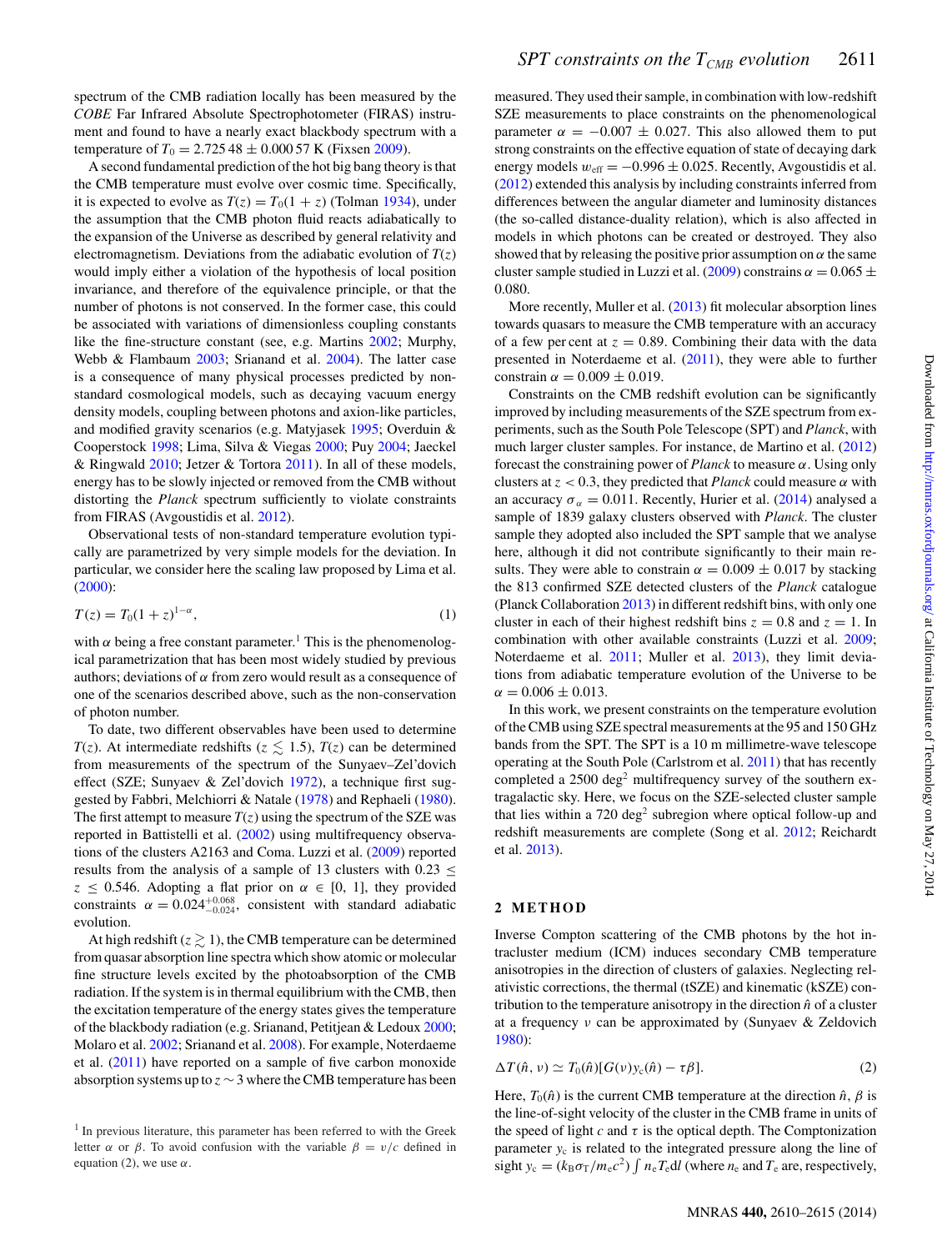spectrum of the CMB radiation locally has been measured by the *COBE* Far Infrared Absolute Spectrophotometer (FIRAS) instrument and found to have a nearly exact blackbody spectrum with a temperature of $T_0 = 2.72548 \pm 0.00057$ K (Fixsen 2009).

A second fundamental prediction of the hot big bang theory is that the CMB temperature must evolve over cosmic time. Specifically, it is expected to evolve as $T(z) = T_0(1 + z)$ (Tolman 1934), under the assumption that the CMB photon fluid reacts adiabatically to the expansion of the Universe as described by general relativity and electromagnetism. Deviations from the adiabatic evolution of $T(z)$ would imply either a violation of the hypothesis of local position invariance, and therefore of the equivalence principle, or that the number of photons is not conserved. In the former case, this could be associated with variations of dimensionless coupling constants like the fine-structure constant (see, e.g. Martins 2002; Murphy, Webb & Flambaum 2003; Srianand et al. 2004). The latter case is a consequence of many physical processes predicted by non-standard cosmological models, such as decaying vacuum energy density models, coupling between photons and axion-like particles, and modified gravity scenarios (e.g. Matyjasek 1995; Overduin & Cooperstock 1998; Lima, Silva & Viegas 2000; Puy 2004; Jaeckel & Ringwald 2010; Jetzer & Tortora 2011). In all of these models, energy has to be slowly injected or removed from the CMB without distorting the *Planck* spectrum sufficiently to violate constraints from FIRAS (Avgoustidis et al. 2012).

Observational tests of non-standard temperature evolution typically are parametrized by very simple models for the deviation. In particular, we consider here the scaling law proposed by Lima et al. (2000):

$$T(z) = T_0(1 + z)^{1-\alpha}, \tag{1}$$

with $\alpha$ being a free constant parameter.[1] This is the phenomenological parametrization that has been most widely studied by previous authors; deviations of $\alpha$ from zero would result as a consequence of one of the scenarios described above, such as the non-conservation of photon number.

To date, two different observables have been used to determine $T(z)$. At intermediate redshifts ($z \lesssim 1.5$), $T(z)$ can be determined from measurements of the spectrum of the Sunyaev–Zel'dovich effect (SZE; Sunyaev & Zel'dovich 1972), a technique first suggested by Fabbri, Melchiorri & Natale (1978) and Rephaeli (1980). The first attempt to measure $T(z)$ using the spectrum of the SZE was reported in Battistelli et al. (2002) using multifrequency observations of the clusters A2163 and Coma. Luzzi et al. (2009) reported results from the analysis of a sample of 13 clusters with $0.23 \le z \le 0.546$. Adopting a flat prior on $\alpha \in [0, 1]$, they provided constraints $\alpha = 0.024^{+0.068}_{-0.024}$, consistent with standard adiabatic evolution.

At high redshift ($z \gtrsim 1$), the CMB temperature can be determined from quasar absorption line spectra which show atomic or molecular fine structure levels excited by the photoabsorption of the CMB radiation. If the system is in thermal equilibrium with the CMB, then the excitation temperature of the energy states gives the temperature of the blackbody radiation (e.g. Srianand, Petitjean & Ledoux 2000; Molaro et al. 2002; Srianand et al. 2008). For example, Noterdaeme et al. (2011) have reported on a sample of five carbon monoxide absorption systems up to $z \sim 3$ where the CMB temperature has been measured. They used their sample, in combination with low-redshift SZE measurements to place constraints on the phenomenological parameter $\alpha = -0.007 \pm 0.027$. This also allowed them to put strong constraints on the effective equation of state of decaying dark energy models $w_{\rm eff} = -0.996 \pm 0.025$. Recently, Avgoustidis et al. (2012) extended this analysis by including constraints inferred from differences between the angular diameter and luminosity distances (the so-called distance-duality relation), which is also affected in models in which photons can be created or destroyed. They also showed that by releasing the positive prior assumption on $\alpha$ the same cluster sample studied in Luzzi et al. (2009) constrains $\alpha = 0.065 \pm 0.080$.

More recently, Muller et al. (2013) fit molecular absorption lines towards quasars to measure the CMB temperature with an accuracy of a few per cent at $z = 0.89$. Combining their data with the data presented in Noterdaeme et al. (2011), they were able to further constrain $\alpha = 0.009 \pm 0.019$.

Constraints on the CMB redshift evolution can be significantly improved by including measurements of the SZE spectrum from experiments, such as the South Pole Telescope (SPT) and *Planck*, with much larger cluster samples. For instance, de Martino et al. (2012) forecast the constraining power of *Planck* to measure $\alpha$. Using only clusters at $z < 0.3$, they predicted that *Planck* could measure $\alpha$ with an accuracy $\sigma_\alpha = 0.011$. Recently, Hurier et al. (2014) analysed a sample of 1839 galaxy clusters observed with *Planck*. The cluster sample they adopted also included the SPT sample that we analyse here, although it did not contribute significantly to their main results. They were able to constrain $\alpha = 0.009 \pm 0.017$ by stacking the 813 confirmed SZE detected clusters of the *Planck* catalogue (Planck Collaboration 2013) in different redshift bins, with only one cluster in each of their highest redshift bins $z = 0.8$ and $z = 1$. In combination with other available constraints (Luzzi et al. 2009; Noterdaeme et al. 2011; Muller et al. 2013), they limit deviations from adiabatic temperature evolution of the Universe to be $\alpha = 0.006 \pm 0.013$.

In this work, we present constraints on the temperature evolution of the CMB using SZE spectral measurements at the 95 and 150 GHz bands from the SPT. The SPT is a 10 m millimetre-wave telescope operating at the South Pole (Carlstrom et al. 2011) that has recently completed a 2500 deg$^2$ multifrequency survey of the southern extragalactic sky. Here, we focus on the SZE-selected cluster sample that lies within a 720 deg$^2$ subregion where optical follow-up and redshift measurements are complete (Song et al. 2012; Reichardt et al. 2013).

## 2 METHOD

Inverse Compton scattering of the CMB photons by the hot intracluster medium (ICM) induces secondary CMB temperature anisotropies in the direction of clusters of galaxies. Neglecting relativistic corrections, the thermal (tSZE) and kinematic (kSZE) contribution to the temperature anisotropy in the direction $\hat{n}$ of a cluster at a frequency $\nu$ can be approximated by (Sunyaev & Zeldovich 1980):

$$\Delta T(\hat{n}, \nu) \simeq T_0(\hat{n})[G(\nu) y_c(\hat{n}) - \tau\beta]. \tag{2}$$

Here, $T_0(\hat{n})$ is the current CMB temperature at the direction $\hat{n}$, $\beta$ is the line-of-sight velocity of the cluster in the CMB frame in units of the speed of light $c$ and $\tau$ is the optical depth. The Comptonization parameter $y_c$ is related to the integrated pressure along the line of sight $y_c = (k_B\sigma_T/m_e c^2)\int n_e T_e dl$ (where $n_e$ and $T_e$ are, respectively,

[1] In previous literature, this parameter has been referred to with the Greek letter $\alpha$ or $\beta$. To avoid confusion with the variable $\beta = v/c$ defined in equation (2), we use $\alpha$.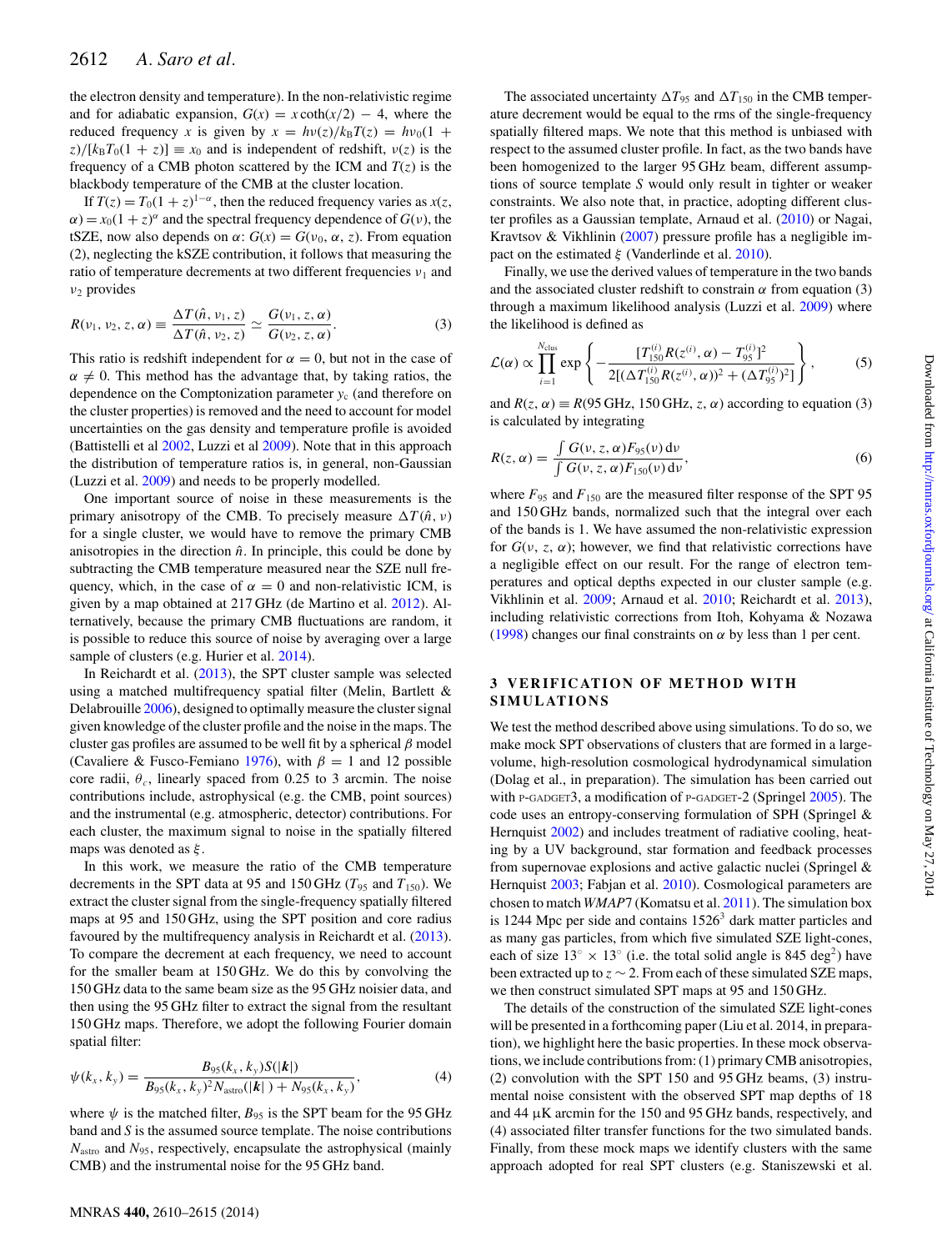the electron density and temperature). In the non-relativistic regime and for adiabatic expansion, $G(x) = x\coth(x/2) - 4$, where the reduced frequency $x$ is given by $x = h\nu(z)/k_B T(z) = h\nu_0(1 + z)/[k_B T_0(1 + z)] \equiv x_0$ and is independent of redshift, $\nu(z)$ is the frequency of a CMB photon scattered by the ICM and $T(z)$ is the blackbody temperature of the CMB at the cluster location.

If $T(z) = T_0(1 + z)^{1-\alpha}$, then the reduced frequency varies as $x(z, \alpha) = x_0(1 + z)^{\alpha}$ and the spectral frequency dependence of $G(\nu)$, the tSZE, now also depends on $\alpha$: $G(x) = G(\nu_0, \alpha, z)$. From equation (2), neglecting the kSZE contribution, it follows that measuring the ratio of temperature decrements at two different frequencies $\nu_1$ and $\nu_2$ provides

$$R(\nu_1, \nu_2, z, \alpha) \equiv \frac{\Delta T(\hat{n}, \nu_1, z)}{\Delta T(\hat{n}, \nu_2, z)} \simeq \frac{G(\nu_1, z, \alpha)}{G(\nu_2, z, \alpha)}. \quad (3)$$

This ratio is redshift independent for $\alpha = 0$, but not in the case of $\alpha \neq 0$. This method has the advantage that, by taking ratios, the dependence on the Comptonization parameter $y_c$ (and therefore on the cluster properties) is removed and the need to account for model uncertainties on the gas density and temperature profile is avoided (Battistelli et al 2002, Luzzi et al 2009). Note that in this approach the distribution of temperature ratios is, in general, non-Gaussian (Luzzi et al. 2009) and needs to be properly modelled.

One important source of noise in these measurements is the primary anisotropy of the CMB. To precisely measure $\Delta T(\hat{n}, \nu)$ for a single cluster, we would have to remove the primary CMB anisotropies in the direction $\hat{n}$. In principle, this could be done by subtracting the CMB temperature measured near the SZE null frequency, which, in the case of $\alpha = 0$ and non-relativistic ICM, is given by a map obtained at 217 GHz (de Martino et al. 2012). Alternatively, because the primary CMB fluctuations are random, it is possible to reduce this source of noise by averaging over a large sample of clusters (e.g. Hurier et al. 2014).

In Reichardt et al. (2013), the SPT cluster sample was selected using a matched multifrequency spatial filter (Melin, Bartlett & Delabrouille 2006), designed to optimally measure the cluster signal given knowledge of the cluster profile and the noise in the maps. The cluster gas profiles are assumed to be well fit by a spherical $\beta$ model (Cavaliere & Fusco-Femiano 1976), with $\beta = 1$ and 12 possible core radii, $\theta_c$, linearly spaced from 0.25 to 3 arcmin. The noise contributions include, astrophysical (e.g. the CMB, point sources) and the instrumental (e.g. atmospheric, detector) contributions. For each cluster, the maximum signal to noise in the spatially filtered maps was denoted as $\xi$.

In this work, we measure the ratio of the CMB temperature decrements in the SPT data at 95 and 150 GHz ($T_{95}$ and $T_{150}$). We extract the cluster signal from the single-frequency spatially filtered maps at 95 and 150 GHz, using the SPT position and core radius favoured by the multifrequency analysis in Reichardt et al. (2013). To compare the decrement at each frequency, we need to account for the smaller beam at 150 GHz. We do this by convolving the 150 GHz data to the same beam size as the 95 GHz noisier data, and then using the 95 GHz filter to extract the signal from the resultant 150 GHz maps. Therefore, we adopt the following Fourier domain spatial filter:

$$\psi(k_x, k_y) = \frac{B_{95}(k_x, k_y) S(|\boldsymbol{k}|)}{B_{95}(k_x, k_y)^2 N_{\rm astro}(|\boldsymbol{k}|) + N_{95}(k_x, k_y)}, \quad (4)$$

where $\psi$ is the matched filter, $B_{95}$ is the SPT beam for the 95 GHz band and $S$ is the assumed source template. The noise contributions $N_{\rm astro}$ and $N_{95}$, respectively, encapsulate the astrophysical (mainly CMB) and the instrumental noise for the 95 GHz band.

The associated uncertainty $\Delta T_{95}$ and $\Delta T_{150}$ in the CMB temperature decrement would be equal to the rms of the single-frequency spatially filtered maps. We note that this method is unbiased with respect to the assumed cluster profile. In fact, as the two bands have been homogenized to the larger 95 GHz beam, different assumptions of source template $S$ would only result in tighter or weaker constraints. We also note that, in practice, adopting different cluster profiles as a Gaussian template, Arnaud et al. (2010) or Nagai, Kravtsov & Vikhlinin (2007) pressure profile has a negligible impact on the estimated $\xi$ (Vanderlinde et al. 2010).

Finally, we use the derived values of temperature in the two bands and the associated cluster redshift to constrain $\alpha$ from equation (3) through a maximum likelihood analysis (Luzzi et al. 2009) where the likelihood is defined as

$$\mathcal{L}(\alpha) \propto \prod_{i=1}^{N_{\rm clus}} \exp\left\{ -\frac{[T_{150}^{(i)} R(z^{(i)}, \alpha) - T_{95}^{(i)}]^2}{2[(\Delta T_{150}^{(i)} R(z^{(i)}, \alpha))^2 + (\Delta T_{95}^{(i)})^2]} \right\}, \quad (5)$$

and $R(z, \alpha) \equiv R(95\,{\rm GHz}, 150\,{\rm GHz}, z, \alpha)$ according to equation (3) is calculated by integrating

$$R(z, \alpha) = \frac{\int G(\nu, z, \alpha) F_{95}(\nu)\, d\nu}{\int G(\nu, z, \alpha) F_{150}(\nu)\, d\nu}, \quad (6)$$

where $F_{95}$ and $F_{150}$ are the measured filter response of the SPT 95 and 150 GHz bands, normalized such that the integral over each of the bands is 1. We have assumed the non-relativistic expression for $G(\nu, z, \alpha)$; however, we find that relativistic corrections have a negligible effect on our result. For the range of electron temperatures and optical depths expected in our cluster sample (e.g. Vikhlinin et al. 2009; Arnaud et al. 2010; Reichardt et al. 2013), including relativistic corrections from Itoh, Kohyama & Nozawa (1998) changes our final constraints on $\alpha$ by less than 1 per cent.

## 3 VERIFICATION OF METHOD WITH SIMULATIONS

We test the method described above using simulations. To do so, we make mock SPT observations of clusters that are formed in a large-volume, high-resolution cosmological hydrodynamical simulation (Dolag et al., in preparation). The simulation has been carried out with P-GADGET3, a modification of P-GADGET-2 (Springel 2005). The code uses an entropy-conserving formulation of SPH (Springel & Hernquist 2002) and includes treatment of radiative cooling, heating by a UV background, star formation and feedback processes from supernovae explosions and active galactic nuclei (Springel & Hernquist 2003; Fabjan et al. 2010). Cosmological parameters are chosen to match *WMAP7* (Komatsu et al. 2011). The simulation box is 1244 Mpc per side and contains $1526^3$ dark matter particles and as many gas particles, from which five simulated SZE light-cones, each of size $13^{\circ} \times 13^{\circ}$ (i.e. the total solid angle is 845 deg$^2$) have been extracted up to $z \sim 2$. From each of these simulated SZE maps, we then construct simulated SPT maps at 95 and 150 GHz.

The details of the construction of the simulated SZE light-cones will be presented in a forthcoming paper (Liu et al 2014, in preparation), we highlight here the basic properties. In these mock observations, we include contributions from: (1) primary CMB anisotropies, (2) convolution with the SPT 150 and 95 GHz beams, (3) instrumental noise consistent with the observed SPT map depths of 18 and 44 μK arcmin for the 150 and 95 GHz bands, respectively, and (4) associated filter transfer functions for the two simulated bands. Finally, from these mock maps we identify clusters with the same approach adopted for real SPT clusters (e.g. Staniszewski et al.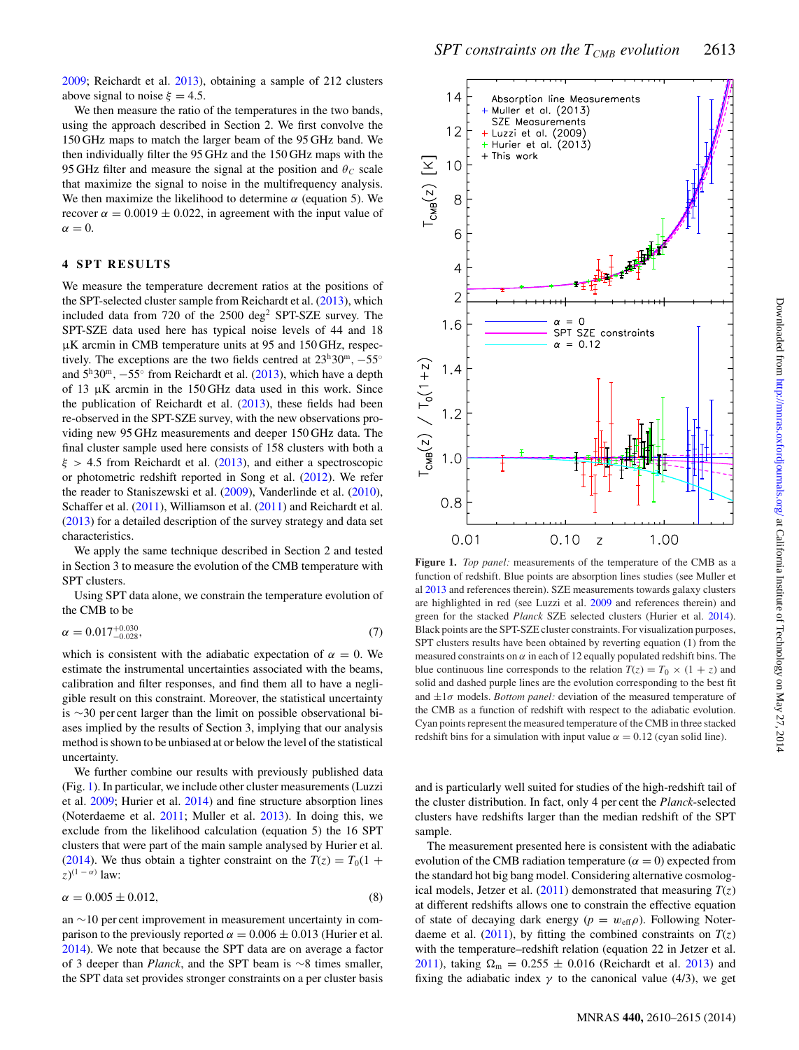2009; Reichardt et al. 2013), obtaining a sample of 212 clusters above signal to noise $\xi = 4.5$.

We then measure the ratio of the temperatures in the two bands, using the approach described in Section 2. We first convolve the 150 GHz maps to match the larger beam of the 95 GHz band. We then individually filter the 95 GHz and the 150 GHz maps with the 95 GHz filter and measure the signal at the position and $\theta_C$ scale that maximize the signal to noise in the multifrequency analysis. We then maximize the likelihood to determine $\alpha$ (equation 5). We recover $\alpha = 0.0019 \pm 0.022$, in agreement with the input value of $\alpha = 0$.

## 4 SPT RESULTS

We measure the temperature decrement ratios at the positions of the SPT-selected cluster sample from Reichardt et al. (2013), which included data from 720 of the 2500 deg$^2$ SPT-SZE survey. The SPT-SZE data used here has typical noise levels of 44 and 18 μK arcmin in CMB temperature units at 95 and 150 GHz, respectively. The exceptions are the two fields centred at $23^{\rm h}30^{\rm m}$, $-55^{\circ}$ and $5^{\rm h}30^{\rm m}$, $-55^{\circ}$ from Reichardt et al. (2013), which have a depth of 13 μK arcmin in the 150 GHz data used in this work. Since the publication of Reichardt et al. (2013), these fields had been re-observed in the SPT-SZE survey, with the new observations providing new 95 GHz measurements and deeper 150 GHz data. The final cluster sample used here consists of 158 clusters with both a $\xi > 4.5$ from Reichardt et al. (2013), and either a spectroscopic or photometric redshift reported in Song et al. (2012). We refer the reader to Staniszewski et al. (2009), Vanderlinde et al. (2010), Schaffer et al. (2011), Williamson et al. (2011) and Reichardt et al. (2013) for a detailed description of the survey strategy and data set characteristics.

We apply the same technique described in Section 2 and tested in Section 3 to measure the evolution of the CMB temperature with SPT clusters.

Using SPT data alone, we constrain the temperature evolution of the CMB to be

$$\alpha = 0.017^{+0.030}_{-0.028}, \tag{7}$$

which is consistent with the adiabatic expectation of $\alpha = 0$. We estimate the instrumental uncertainties associated with the beams, calibration and filter responses, and find them all to have a negligible result on this constraint. Moreover, the statistical uncertainty is ~30 per cent larger than the limit on possible observational biases implied by the results of Section 3, implying that our analysis method is shown to be unbiased at or below the level of the statistical uncertainty.

We further combine our results with previously published data (Fig. 1). In particular, we include other cluster measurements (Luzzi et al. 2009; Hurier et al. 2014) and fine structure absorption lines (Noterdaeme et al. 2011; Muller et al. 2013). In doing this, we exclude from the likelihood calculation (equation 5) the 16 SPT clusters that were part of the main sample analysed by Hurier et al. (2014). We thus obtain a tighter constraint on the $T(z) = T_0(1 + z)^{(1-\alpha)}$ law:

$$\alpha = 0.005 \pm 0.012, \tag{8}$$

an ~10 per cent improvement in measurement uncertainty in comparison to the previously reported $\alpha = 0.006 \pm 0.013$ (Hurier et al. 2014). We note that because the SPT data are on average a factor of 3 deeper than *Planck*, and the SPT beam is ~8 times smaller, the SPT data set provides stronger constraints on a per cluster basis and is particularly well suited for studies of the high-redshift tail of the cluster distribution. In fact, only 4 per cent the *Planck*-selected clusters have redshifts larger than the median redshift of the SPT sample.

The measurement presented here is consistent with the adiabatic evolution of the CMB radiation temperature ($\alpha = 0$) expected from the standard hot big bang model. Considering alternative cosmological models, Jetzer et al. (2011) demonstrated that measuring $T(z)$ at different redshifts allows one to constrain the effective equation of state of decaying dark energy ($p = w_{\rm eff}\rho$). Following Noterdaeme et al. (2011), by fitting the combined constraints on $T(z)$ with the temperature–redshift relation (equation 22 in Jetzer et al. 2011), taking $\Omega_{\rm m} = 0.255 \pm 0.016$ (Reichardt et al. 2013) and fixing the adiabatic index $\gamma$ to the canonical value (4/3), we get

**Figure 1.** *Top panel:* measurements of the temperature of the CMB as a function of redshift. Blue points are absorption lines studies (see Muller et al 2013 and references therein). SZE measurements towards galaxy clusters are highlighted in red (see Luzzi et al. 2009 and references therein) and green for the stacked *Planck* SZE selected clusters (Hurier et al. 2014). Black points are the SPT-SZE cluster constraints. For visualization purposes, SPT clusters results have been obtained by reverting equation (1) from the measured constraints on $\alpha$ in each of 12 equally populated redshift bins. The blue continuous line corresponds to the relation $T(z) = T_0 \times (1 + z)$ and solid and dashed purple lines are the evolution corresponding to the best fit and $\pm 1\sigma$ models. *Bottom panel:* deviation of the measured temperature of the CMB as a function of redshift with respect to the adiabatic evolution. Cyan points represent the measured temperature of the CMB in three stacked redshift bins for a simulation with input value $\alpha = 0.12$ (cyan solid line).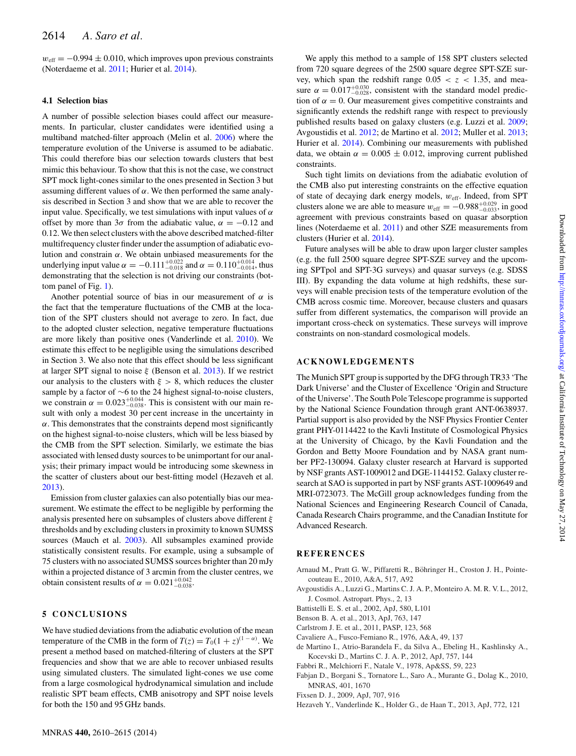$w_{\rm eff} = -0.994 \pm 0.010$, which improves upon previous constraints (Noterdaeme et al. 2011; Hurier et al. 2014).

### 4.1 Selection bias

A number of possible selection biases could affect our measurements. In particular, cluster candidates were identified using a multiband matched-filter approach (Melin et al. 2006) where the temperature evolution of the Universe is assumed to be adiabatic. This could therefore bias our selection towards clusters that best mimic this behaviour. To show that this is not the case, we construct SPT mock light-cones similar to the ones presented in Section 3 but assuming different values of $\alpha$. We then performed the same analysis described in Section 3 and show that we are able to recover the input value. Specifically, we test simulations with input values of $\alpha$ offset by more than $3\sigma$ from the adiabatic value, $\alpha = -0.12$ and 0.12. We then select clusters with the above described matched-filter multifrequency cluster finder under the assumption of adiabatic evolution and constrain $\alpha$. We obtain unbiased measurements for the underlying input value $\alpha = -0.111^{+0.022}_{-0.018}$ and $\alpha = 0.110^{+0.014}_{-0.014}$, thus demonstrating that the selection is not driving our constraints (bottom panel of Fig. 1).

Another potential source of bias in our measurement of $\alpha$ is the fact that the temperature fluctuations of the CMB at the location of the SPT clusters should not average to zero. In fact, due to the adopted cluster selection, negative temperature fluctuations are more likely than positive ones (Vanderlinde et al. 2010). We estimate this effect to be negligible using the simulations described in Section 3. We also note that this effect should be less significant at larger SPT signal to noise $\xi$ (Benson et al. 2013). If we restrict our analysis to the clusters with $\xi > 8$, which reduces the cluster sample by a factor of $\sim$6 to the 24 highest signal-to-noise clusters, we constrain $\alpha = 0.023^{+0.044}_{-0.038}$. This is consistent with our main result with only a modest 30 per cent increase in the uncertainty in $\alpha$. This demonstrates that the constraints depend most significantly on the highest signal-to-noise clusters, which will be less biased by the CMB from the SPT selection. Similarly, we estimate the bias associated with lensed dusty sources to be unimportant for our analysis; their primary impact would be introducing some skewness in the scatter of clusters about our best-fitting model (Hezaveh et al. 2013).

Emission from cluster galaxies can also potentially bias our measurement. We estimate the effect to be negligible by performing the analysis presented here on subsamples of clusters above different $\xi$ thresholds and by excluding clusters in proximity to known SUMSS sources (Mauch et al. 2003). All subsamples examined provide statistically consistent results. For example, using a subsample of 75 clusters with no associated SUMSS sources brighter than 20 mJy within a projected distance of 3 arcmin from the cluster centres, we obtain consistent results of $\alpha = 0.021^{+0.042}_{-0.038}$.

## 5 CONCLUSIONS

We have studied deviations from the adiabatic evolution of the mean temperature of the CMB in the form of $T(z) = T_0(1+z)^{(1-\alpha)}$. We present a method based on matched-filtering of clusters at the SPT frequencies and show that we are able to recover unbiased results using simulated clusters. The simulated light-cones we use come from a large cosmological hydrodynamical simulation and include realistic SPT beam effects, CMB anisotropy and SPT noise levels for both the 150 and 95 GHz bands.

We apply this method to a sample of 158 SPT clusters selected from 720 square degrees of the 2500 square degree SPT-SZE survey, which span the redshift range $0.05 < z < 1.35$, and measure $\alpha = 0.017^{+0.030}_{-0.028}$, consistent with the standard model prediction of $\alpha = 0$. Our measurement gives competitive constraints and significantly extends the redshift range with respect to previously published results based on galaxy clusters (e.g. Luzzi et al. 2009; Avgoustidis et al. 2012; de Martino et al. 2012; Muller et al. 2013; Hurier et al. 2014). Combining our measurements with published data, we obtain $\alpha = 0.005 \pm 0.012$, improving current published constraints.

Such tight limits on deviations from the adiabatic evolution of the CMB also put interesting constraints on the effective equation of state of decaying dark energy models, $w_{\rm eff}$. Indeed, from SPT clusters alone we are able to measure $w_{\rm eff} = -0.988^{+0.029}_{-0.033}$, in good agreement with previous constraints based on quasar absorption lines (Noterdaeme et al. 2011) and other SZE measurements from clusters (Hurier et al. 2014).

Future analyses will be able to draw upon larger cluster samples (e.g. the full 2500 square degree SPT-SZE survey and the upcoming SPTpol and SPT-3G surveys) and quasar surveys (e.g. SDSS III). By expanding the data volume at high redshifts, these surveys will enable precision tests of the temperature evolution of the CMB across cosmic time. Moreover, because clusters and quasars suffer from different systematics, the comparison will provide an important cross-check on systematics. These surveys will improve constraints on non-standard cosmological models.

## ACKNOWLEDGEMENTS

The Munich SPT group is supported by the DFG through TR33 'The Dark Universe' and the Cluster of Excellence 'Origin and Structure of the Universe'. The South Pole Telescope programme is supported by the National Science Foundation through grant ANT-0638937. Partial support is also provided by the NSF Physics Frontier Center grant PHY-0114422 to the Kavli Institute of Cosmological Physics at the University of Chicago, by the Kavli Foundation and the Gordon and Betty Moore Foundation and by NASA grant number PF2-130094. Galaxy cluster research at Harvard is supported by NSF grants AST-1009012 and DGE-1144152. Galaxy cluster research at SAO is supported in part by NSF grants AST-1009649 and MRI-0723073. The McGill group acknowledges funding from the National Sciences and Engineering Research Council of Canada, Canada Research Chairs programme, and the Canadian Institute for Advanced Research.

## REFERENCES

Arnaud M., Pratt G. W., Piffaretti R., Böhringer H., Croston J. H., Pointecouteau E., 2010, A&A, 517, A92

Avgoustidis A., Luzzi G., Martins C. J. A. P., Monteiro A. M. R. V. L., 2012, J. Cosmol. Astropart. Phys., 2, 13

Battistelli E. S. et al., 2002, ApJ, 580, L101

Benson B. A. et al., 2013, ApJ, 763, 147

Carlstrom J. E. et al., 2011, PASP, 123, 568

Cavaliere A., Fusco-Femiano R., 1976, A&A, 49, 137

de Martino I., Atrio-Barandela F., da Silva A., Ebeling H., Kashlinsky A., Kocevski D., Martins C. J. A. P., 2012, ApJ, 757, 144

Fabbri R., Melchiorri F., Natale V., 1978, Ap&SS, 59, 223

Fabjan D., Borgani S., Tornatore L., Saro A., Murante G., Dolag K., 2010, MNRAS, 401, 1670

Fixsen D. J., 2009, ApJ, 707, 916

Hezaveh Y., Vanderlinde K., Holder G., de Haan T., 2013, ApJ, 772, 121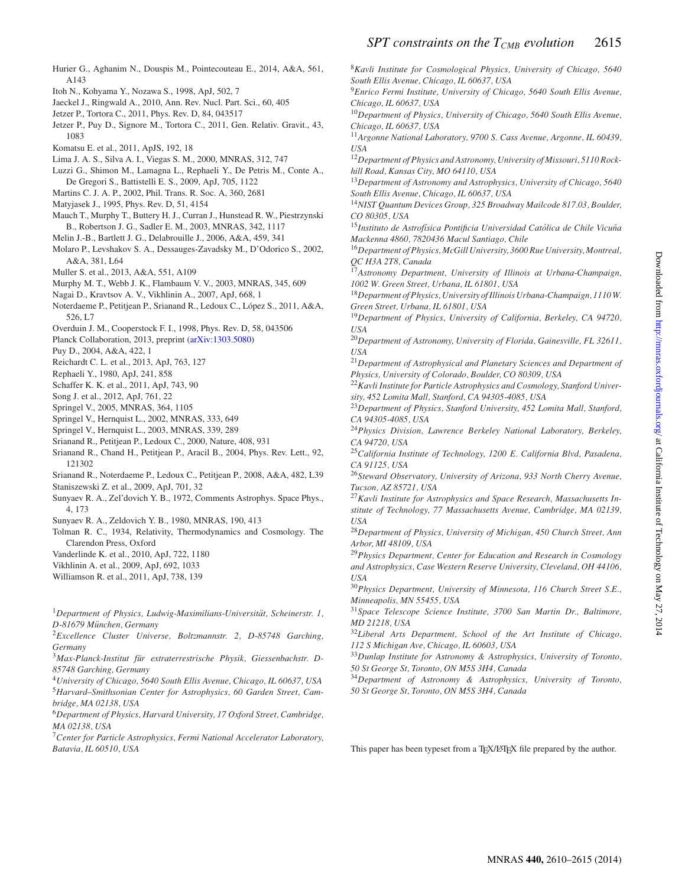Hurier G., Aghanim N., Douspis M., Pointecouteau E., 2014, A&A, 561, A143

Itoh N., Kohyama Y., Nozawa S., 1998, ApJ, 502, 7

Jaeckel J., Ringwald A., 2010, Ann. Rev. Nucl. Part. Sci., 60, 405

Jetzer P., Tortora C., 2011, Phys. Rev. D, 84, 043517

Jetzer P., Puy D., Signore M., Tortora C., 2011, Gen. Relativ. Gravit., 43, 1083

Komatsu E. et al., 2011, ApJS, 192, 18

Lima J. A. S., Silva A. I., Viegas S. M., 2000, MNRAS, 312, 747

Luzzi G., Shimon M., Lamagna L., Rephaeli Y., De Petris M., Conte A., De Gregori S., Battistelli E. S., 2009, ApJ, 705, 1122

Martins C. J. A. P., 2002, Phil. Trans. R. Soc. A, 360, 2681

Matyjasek J., 1995, Phys. Rev. D, 51, 4154

Mauch T., Murphy T., Buttery H. J., Curran J., Hunstead R. W., Piestrzynski B., Robertson J. G., Sadler E. M., 2003, MNRAS, 342, 1117

Melin J.-B., Bartlett J. G., Delabrouille J., 2006, A&A, 459, 341

Molaro P., Levshakov S. A., Dessauges-Zavadsky M., D'Odorico S., 2002, A&A, 381, L64

Muller S. et al., 2013, A&A, 551, A109

Murphy M. T., Webb J. K., Flambaum V. V., 2003, MNRAS, 345, 609

Nagai D., Kravtsov A. V., Vikhlinin A., 2007, ApJ, 668, 1

Noterdaeme P., Petitjean P., Srianand R., Ledoux C., López S., 2011, A&A, 526, L7

Overduin J. M., Cooperstock F. I., 1998, Phys. Rev. D, 58, 043506

Planck Collaboration, 2013, preprint (arXiv:1303.5080)

Puy D., 2004, A&A, 422, 1

Reichardt C. L. et al., 2013, ApJ, 763, 127

Rephaeli Y., 1980, ApJ, 241, 858

Schaffer K. K. et al., 2011, ApJ, 743, 90

Song J. et al., 2012, ApJ, 761, 22

Springel V., 2005, MNRAS, 364, 1105

Springel V., Hernquist L., 2002, MNRAS, 333, 649

Springel V., Hernquist L., 2003, MNRAS, 339, 289

Srianand R., Petitjean P., Ledoux C., 2000, Nature, 408, 931

Srianand R., Chand H., Petitjean P., Aracil B., 2004, Phys. Rev. Lett., 92, 121302

Srianand R., Noterdaeme P., Ledoux C., Petitjean P., 2008, A&A, 482, L39

Staniszewski Z. et al., 2009, ApJ, 701, 32

Sunyaev R. A., Zel'dovich Y. B., 1972, Comments Astrophys. Space Phys., 4, 173

Sunyaev R. A., Zeldovich Y. B., 1980, MNRAS, 190, 413

Tolman R. C., 1934, Relativity, Thermodynamics and Cosmology. The Clarendon Press, Oxford

Vanderlinde K. et al., 2010, ApJ, 722, 1180

Vikhlinin A. et al., 2009, ApJ, 692, 1033

Williamson R. et al., 2011, ApJ, 738, 139

[1]*Department of Physics, Ludwig-Maximilians-Universität, Scheinerstr. 1, D-81679 München, Germany*

[2]*Excellence Cluster Universe, Boltzmannstr. 2, D-85748 Garching, Germany*

[3]*Max-Planck-Institut für extraterrestrische Physik, Giessenbachstr. D-85748 Garching, Germany*

[4]*University of Chicago, 5640 South Ellis Avenue, Chicago, IL 60637, USA*

[5]*Harvard–Smithsonian Center for Astrophysics, 60 Garden Street, Cambridge, MA 02138, USA*

[6]*Department of Physics, Harvard University, 17 Oxford Street, Cambridge, MA 02138, USA*

[7]*Center for Particle Astrophysics, Fermi National Accelerator Laboratory, Batavia, IL 60510, USA*

[8]*Kavli Institute for Cosmological Physics, University of Chicago, 5640 South Ellis Avenue, Chicago, IL 60637, USA*

[9]*Enrico Fermi Institute, University of Chicago, 5640 South Ellis Avenue, Chicago, IL 60637, USA*

[10]*Department of Physics, University of Chicago, 5640 South Ellis Avenue, Chicago, IL 60637, USA*

[11]*Argonne National Laboratory, 9700 S. Cass Avenue, Argonne, IL 60439, USA*

[12]*Department of Physics and Astronomy, University of Missouri, 5110 Rockhill Road, Kansas City, MO 64110, USA*

[13]*Department of Astronomy and Astrophysics, University of Chicago, 5640 South Ellis Avenue, Chicago, IL 60637, USA*

[14]*NIST Quantum Devices Group, 325 Broadway Mailcode 817.03, Boulder, CO 80305, USA*

[15]*Instituto de Astrofísica Pontificia Universidad Católica de Chile Vicuña Mackenna 4860, 7820436 Macul Santiago, Chile*

[16]*Department of Physics, McGill University, 3600 Rue University, Montreal, QC H3A 2T8, Canada*

[17]*Astronomy Department, University of Illinois at Urbana-Champaign, 1002 W. Green Street, Urbana, IL 61801, USA*

[18]*Department of Physics, University of Illinois Urbana-Champaign, 1110 W. Green Street, Urbana, IL 61801, USA*

[19]*Department of Physics, University of California, Berkeley, CA 94720, USA*

[20]*Department of Astronomy, University of Florida, Gainesville, FL 32611, USA*

[21]*Department of Astrophysical and Planetary Sciences and Department of Physics, University of Colorado, Boulder, CO 80309, USA*

[22]*Kavli Institute for Particle Astrophysics and Cosmology, Stanford University, 452 Lomita Mall, Stanford, CA 94305-4085, USA*

[23]*Department of Physics, Stanford University, 452 Lomita Mall, Stanford, CA 94305-4085, USA*

[24]*Physics Division, Lawrence Berkeley National Laboratory, Berkeley, CA 94720, USA*

[25]*California Institute of Technology, 1200 E. California Blvd, Pasadena, CA 91125, USA*

[26]*Steward Observatory, University of Arizona, 933 North Cherry Avenue, Tucson, AZ 85721, USA*

[27]*Kavli Institute for Astrophysics and Space Research, Massachusetts Institute of Technology, 77 Massachusetts Avenue, Cambridge, MA 02139, USA*

[28]*Department of Physics, University of Michigan, 450 Church Street, Ann Arbor, MI 48109, USA*

[29]*Physics Department, Center for Education and Research in Cosmology and Astrophysics, Case Western Reserve University, Cleveland, OH 44106, USA*

[30]*Physics Department, University of Minnesota, 116 Church Street S.E., Minneapolis, MN 55455, USA*

[31]*Space Telescope Science Institute, 3700 San Martin Dr., Baltimore, MD 21218, USA*

[32]*Liberal Arts Department, School of the Art Institute of Chicago, 112 S Michigan Ave, Chicago, IL 60603, USA*

[33]*Dunlap Institute for Astronomy & Astrophysics, University of Toronto, 50 St George St, Toronto, ON M5S 3H4, Canada*

[34]*Department of Astronomy & Astrophysics, University of Toronto, 50 St George St, Toronto, ON M5S 3H4, Canada*

This paper has been typeset from a TEX/LATEX file prepared by the author.